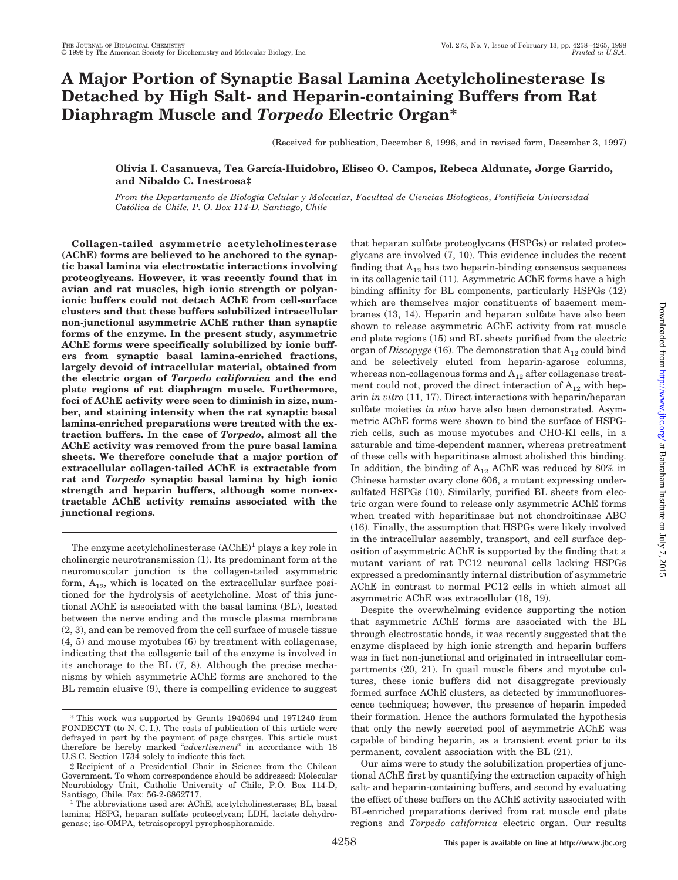# A Major Portion of Synaptic Basal Lamina Acetylcholinesterase Is Detached by High Salt- and Heparin-containing Buffers from Rat Diaphragm Muscle and *Torpedo* Electric Organ*

(Received for publication, December 6, 1996, and in revised form, December 3, 1997)

**Olivia I. Casanueva, Tea García-Huidobro, Eliseo O. Campos, Rebeca Aldunate, Jorge Garrido, and Nibaldo C. Inestrosa‡**

*From the Departamento de Biología Celular y Molecular, Facultad de Ciencias Biologicas, Pontificia Universidad Católica de Chile, P. O. Box 114-D, Santiago, Chile*

**Collagen-tailed asymmetric acetylcholinesterase (AChE) forms are believed to be anchored to the synaptic basal lamina via electrostatic interactions involving proteoglycans. However, it was recently found that in avian and rat muscles, high ionic strength or polyanionic buffers could not detach AChE from cell-surface clusters and that these buffers solubilized intracellular non-junctional asymmetric AChE rather than synaptic forms of the enzyme. In the present study, asymmetric AChE forms were specifically solubilized by ionic buffers from synaptic basal lamina-enriched fractions, largely devoid of intracellular material, obtained from the electric organ of *Torpedo californica* and the end plate regions of rat diaphragm muscle. Furthermore, foci of AChE activity were seen to diminish in size, number, and staining intensity when the rat synaptic basal lamina-enriched preparations were treated with the extraction buffers. In the case of *Torpedo*, almost all the AChE activity was removed from the pure basal lamina sheets. We therefore conclude that a major portion of extracellular collagen-tailed AChE is extractable from rat and *Torpedo* synaptic basal lamina by high ionic strength and heparin buffers, although some non-extractable AChE activity remains associated with the junctional regions.**

The enzyme acetylcholinesterase (AChE)[1] plays a key role in cholinergic neurotransmission (1). Its predominant form at the neuromuscular junction is the collagen-tailed asymmetric form, $A_{12}$, which is located on the extracellular surface positioned for the hydrolysis of acetylcholine. Most of this junctional AChE is associated with the basal lamina (BL), located between the nerve ending and the muscle plasma membrane (2, 3), and can be removed from the cell surface of muscle tissue (4, 5) and mouse myotubes (6) by treatment with collagenase, indicating that the collagenic tail of the enzyme is involved in its anchorage to the BL (7, 8). Although the precise mechanisms by which asymmetric AChE forms are anchored to the BL remain elusive (9), there is compelling evidence to suggest that heparan sulfate proteoglycans (HSPGs) or related proteoglycans are involved (7, 10). This evidence includes the recent finding that $A_{12}$ has two heparin-binding consensus sequences in its collagenic tail (11). Asymmetric AChE forms have a high binding affinity for BL components, particularly HSPGs (12) which are themselves major constituents of basement membranes (13, 14). Heparin and heparan sulfate have also been shown to release asymmetric AChE activity from rat muscle end plate regions (15) and BL sheets purified from the electric organ of *Discopyge* (16). The demonstration that $A_{12}$ could bind and be selectively eluted from heparin-agarose columns, whereas non-collagenous forms and $A_{12}$ after collagenase treatment could not, proved the direct interaction of $A_{12}$ with heparin *in vitro* (11, 17). Direct interactions with heparin/heparan sulfate moieties *in vivo* have also been demonstrated. Asymmetric AChE forms were shown to bind the surface of HSPG-rich cells, such as mouse myotubes and CHO-KI cells, in a saturable and time-dependent manner, whereas pretreatment of these cells with heparitinase almost abolished this binding. In addition, the binding of $A_{12}$ AChE was reduced by 80% in Chinese hamster ovary clone 606, a mutant expressing undersulfated HSPGs (10). Similarly, purified BL sheets from electric organ were found to release only asymmetric AChE forms when treated with heparitinase but not chondroitinase ABC (16). Finally, the assumption that HSPGs were likely involved in the intracellular assembly, transport, and cell surface deposition of asymmetric AChE is supported by the finding that a mutant variant of rat PC12 neuronal cells lacking HSPGs expressed a predominantly internal distribution of asymmetric AChE in contrast to normal PC12 cells in which almost all asymmetric AChE was extracellular (18, 19).

Despite the overwhelming evidence supporting the notion that asymmetric AChE forms are associated with the BL through electrostatic bonds, it was recently suggested that the enzyme displaced by high ionic strength and heparin buffers was in fact non-junctional and originated in intracellular compartments (20, 21). In quail muscle fibers and myotube cultures, these ionic buffers did not disaggregate previously formed surface AChE clusters, as detected by immunofluorescence techniques; however, the presence of heparin impeded their formation. Hence the authors formulated the hypothesis that only the newly secreted pool of asymmetric AChE was capable of binding heparin, as a transient event prior to its permanent, covalent association with the BL (21).

Our aims were to study the solubilization properties of junctional AChE first by quantifying the extraction capacity of high salt- and heparin-containing buffers, and second by evaluating the effect of these buffers on the AChE activity associated with BL-enriched preparations derived from rat muscle end plate regions and *Torpedo californica* electric organ. Our results

---

* This work was supported by Grants 1940694 and 1971240 from FONDECYT (to N. C. I.). The costs of publication of this article were defrayed in part by the payment of page charges. This article must therefore be hereby marked "*advertisement*" in accordance with 18 U.S.C. Section 1734 solely to indicate this fact.

‡ Recipient of a Presidential Chair in Science from the Chilean Government. To whom correspondence should be addressed: Molecular Neurobiology Unit, Catholic University of Chile, P.O. Box 114-D, Santiago, Chile. Fax: 56-2-6862717.

[1] The abbreviations used are: AChE, acetylcholinesterase; BL, basal lamina; HSPG, heparan sulfate proteoglycan; LDH, lactate dehydrogenase; iso-OMPA, tetraisopropyl pyrophosphoramide.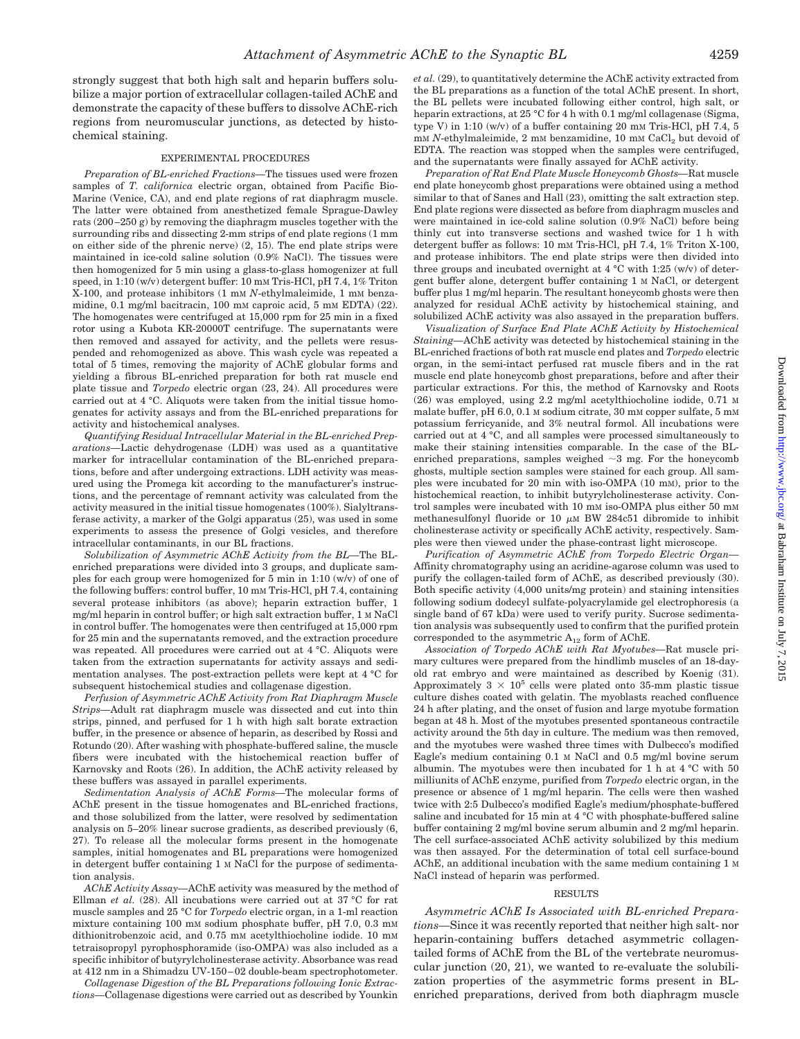strongly suggest that both high salt and heparin buffers solubilize a major portion of extracellular collagen-tailed AChE and demonstrate the capacity of these buffers to dissolve AChE-rich regions from neuromuscular junctions, as detected by histochemical staining.

## EXPERIMENTAL PROCEDURES

*Preparation of BL-enriched Fractions*—The tissues used were frozen samples of *T. californica* electric organ, obtained from Pacific Bio-Marine (Venice, CA), and end plate regions of rat diaphragm muscle. The latter were obtained from anesthetized female Sprague-Dawley rats (200–250 g) by removing the diaphragm muscles together with the surrounding ribs and dissecting 2-mm strips of end plate regions (1 mm on either side of the phrenic nerve) (2, 15). The end plate strips were maintained in ice-cold saline solution (0.9% NaCl). The tissues were then homogenized for 5 min using a glass-to-glass homogenizer at full speed, in 1:10 (w/v) detergent buffer: 10 mM Tris-HCl, pH 7.4, 1% Triton X-100, and protease inhibitors (1 mM *N*-ethylmaleimide, 1 mM benzamidine, 0.1 mg/ml bacitracin, 100 mM caproic acid, 5 mM EDTA) (22). The homogenates were centrifuged at 15,000 rpm for 25 min in a fixed rotor using a Kubota KR-20000T centrifuge. The supernatants were then removed and assayed for activity, and the pellets were resuspended and rehomogenized as above. This wash cycle was repeated a total of 5 times, removing the majority of AChE globular forms and yielding a fibrous BL-enriched preparation for both rat muscle end plate tissue and *Torpedo* electric organ (23, 24). All procedures were carried out at 4 °C. Aliquots were taken from the initial tissue homogenates for activity assays and from the BL-enriched preparations for activity and histochemical analyses.

*Quantifying Residual Intracellular Material in the BL-enriched Preparations*—Lactic dehydrogenase (LDH) was used as a quantitative marker for intracellular contamination of the BL-enriched preparations, before and after undergoing extractions. LDH activity was measured using the Promega kit according to the manufacturer's instructions, and the percentage of remnant activity was calculated from the activity measured in the initial tissue homogenates (100%). Sialyltransferase activity, a marker of the Golgi apparatus (25), was used in some experiments to assess the presence of Golgi vesicles, and therefore intracellular contaminants, in our BL fractions.

*Solubilization of Asymmetric AChE Activity from the BL*—The BL-enriched preparations were divided into 3 groups, and duplicate samples for each group were homogenized for 5 min in 1:10 (w/v) of one of the following buffers: control buffer, 10 mM Tris-HCl, pH 7.4, containing several protease inhibitors (as above); heparin extraction buffer, 1 mg/ml heparin in control buffer; or high salt extraction buffer, 1 M NaCl in control buffer. The homogenates were then centrifuged at 15,000 rpm for 25 min and the supernatants removed, and the extraction procedure was repeated. All procedures were carried out at 4 °C. Aliquots were taken from the extraction supernatants for activity assays and sedimentation analyses. The post-extraction pellets were kept at 4 °C for subsequent histochemical studies and collagenase digestion.

*Perfusion of Asymmetric AChE Activity from Rat Diaphragm Muscle Strips*—Adult rat diaphragm muscle was dissected and cut into thin strips, pinned, and perfused for 1 h with high salt borate extraction buffer, in the presence or absence of heparin, as described by Rossi and Rotundo (20). After washing with phosphate-buffered saline, the muscle fibers were incubated with the histochemical reaction buffer of Karnovsky and Roots (26). In addition, the AChE activity released by these buffers was assayed in parallel experiments.

*Sedimentation Analysis of AChE Forms*—The molecular forms of AChE present in the tissue homogenates and BL-enriched fractions, and those solubilized from the latter, were resolved by sedimentation analysis on 5–20% linear sucrose gradients, as described previously (6, 27). To release all the molecular forms present in the homogenate samples, initial homogenates and BL preparations were homogenized in detergent buffer containing 1 M NaCl for the purpose of sedimentation analysis.

*AChE Activity Assay*—AChE activity was measured by the method of Ellman *et al.* (28). All incubations were carried out at 37 °C for rat muscle samples and 25 °C for *Torpedo* electric organ, in a 1-ml reaction mixture containing 100 mM sodium phosphate buffer, pH 7.0, 0.3 mM dithionitrobenzoic acid, and 0.75 mM acetylthiocholine iodide. 10 mM tetraisopropyl pyrophosphoramide (iso-OMPA) was also included as a specific inhibitor of butyrylcholinesterase activity. Absorbance was read at 412 nm in a Shimadzu UV-150–02 double-beam spectrophotometer.

*Collagenase Digestion of the BL Preparations following Ionic Extractions*—Collagenase digestions were carried out as described by Younkin *et al.* (29), to quantitatively determine the AChE activity extracted from the BL preparations as a function of the total AChE present. In short, the BL pellets were incubated following either control, high salt, or heparin extractions, at 25 °C for 4 h with 0.1 mg/ml collagenase (Sigma, type V) in 1:10 (w/v) of a buffer containing 20 mM Tris-HCl, pH 7.4, 5 mM *N*-ethylmaleimide, 2 mM benzamidine, 10 mM $CaCl_2$ but devoid of EDTA. The reaction was stopped when the samples were centrifuged, and the supernatants were finally assayed for AChE activity.

*Preparation of Rat End Plate Muscle Honeycomb Ghosts*—Rat muscle end plate honeycomb ghost preparations were obtained using a method similar to that of Sanes and Hall (23), omitting the salt extraction step. End plate regions were dissected as before from diaphragm muscles and were maintained in ice-cold saline solution (0.9% NaCl) before being thinly cut into transverse sections and washed twice for 1 h with detergent buffer as follows: 10 mM Tris-HCl, pH 7.4, 1% Triton X-100, and protease inhibitors. The end plate strips were then divided into three groups and incubated overnight at 4 °C with 1:25 (w/v) of detergent buffer alone, detergent buffer containing 1 M NaCl, or detergent buffer plus 1 mg/ml heparin. The resultant honeycomb ghosts were then analyzed for residual AChE activity by histochemical staining, and solubilized AChE activity was also assayed in the preparation buffers.

*Visualization of Surface End Plate AChE Activity by Histochemical Staining*—AChE activity was detected by histochemical staining in the BL-enriched fractions of both rat muscle end plates and *Torpedo* electric organ, in the semi-intact perfused rat muscle fibers and in the rat muscle end plate honeycomb ghost preparations, before and after their particular extractions. For this, the method of Karnovsky and Roots (26) was employed, using 2.2 mg/ml acetylthiocholine iodide, 0.71 M malate buffer, pH 6.0, 0.1 M sodium citrate, 30 mM copper sulfate, 5 mM potassium ferricyanide, and 3% neutral formol. All incubations were carried out at 4 °C, and all samples were processed simultaneously to make their staining intensities comparable. In the case of the BL-enriched preparations, samples weighed ~3 mg. For the honeycomb ghosts, multiple section samples were stained for each group. All samples were incubated for 20 min with iso-OMPA (10 mM), prior to the histochemical reaction, to inhibit butyrylcholinesterase activity. Control samples were incubated with 10 mM iso-OMPA plus either 50 mM methanesulfonyl fluoride or 10 μM BW 284c51 dibromide to inhibit cholinesterase activity or specifically AChE activity, respectively. Samples were then viewed under the phase-contrast light microscope.

*Purification of Asymmetric AChE from Torpedo Electric Organ*—Affinity chromatography using an acridine-agarose column was used to purify the collagen-tailed form of AChE, as described previously (30). Both specific activity (4,000 units/mg protein) and staining intensities following sodium dodecyl sulfate-polyacrylamide gel electrophoresis (a single band of 67 kDa) were used to verify purity. Sucrose sedimentation analysis was subsequently used to confirm that the purified protein corresponded to the asymmetric $A_{12}$ form of AChE.

*Association of Torpedo AChE with Rat Myotubes*—Rat muscle primary cultures were prepared from the hindlimb muscles of an 18-day-old rat embryo and were maintained as described by Koenig (31). Approximately $3 \times 10^5$ cells were plated onto 35-mm plastic tissue culture dishes coated with gelatin. The myoblasts reached confluence 24 h after plating, and the onset of fusion and large myotube formation began at 48 h. Most of the myotubes presented spontaneous contractile activity around the 5th day in culture. The medium was then removed, and the myotubes were washed three times with Dulbecco's modified Eagle's medium containing 0.1 M NaCl and 0.5 mg/ml bovine serum albumin. The myotubes were then incubated for 1 h at 4 °C with 50 milliunits of AChE enzyme, purified from *Torpedo* electric organ, in the presence or absence of 1 mg/ml heparin. The cells were then washed twice with 2:5 Dulbecco's modified Eagle's medium/phosphate-buffered saline and incubated for 15 min at 4 °C with phosphate-buffered saline buffer containing 2 mg/ml bovine serum albumin and 2 mg/ml heparin. The cell surface-associated AChE activity solubilized by this medium was then assayed. For the determination of total cell surface-bound AChE, an additional incubation with the same medium containing 1 M NaCl instead of heparin was performed.

## RESULTS

*Asymmetric AChE Is Associated with BL-enriched Preparations*—Since it was recently reported that neither high salt- nor heparin-containing buffers detached asymmetric collagen-tailed forms of AChE from the BL of the vertebrate neuromuscular junction (20, 21), we wanted to re-evaluate the solubilization properties of the asymmetric forms present in BL-enriched preparations, derived from both diaphragm muscle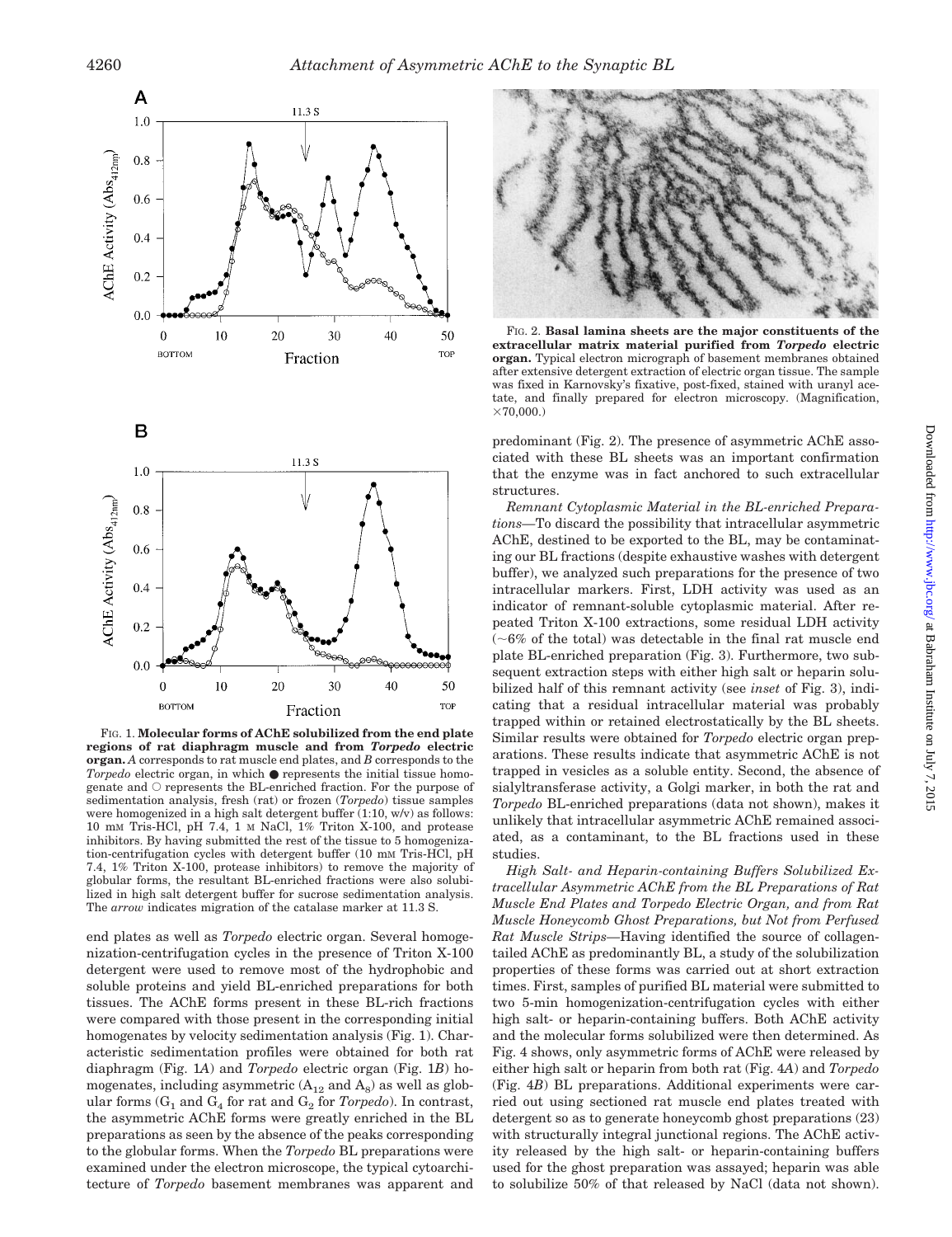FIG. 1. **Molecular forms of AChE solubilized from the end plate regions of rat diaphragm muscle and from *Torpedo* electric organ.** *A* corresponds to rat muscle end plates, and *B* corresponds to the *Torpedo* electric organ, in which ● represents the initial tissue homogenate and ○ represents the BL-enriched fraction. For the purpose of sedimentation analysis, fresh (rat) or frozen (*Torpedo*) tissue samples were homogenized in a high salt detergent buffer (1:10, w/v) as follows: 10 mM Tris-HCl, pH 7.4, 1 M NaCl, 1% Triton X-100, and protease inhibitors. By having submitted the rest of the tissue to 5 homogenization-centrifugation cycles with detergent buffer (10 mM Tris-HCl, pH 7.4, 1% Triton X-100, protease inhibitors) to remove the majority of globular forms, the resultant BL-enriched fractions were also solubilized in high salt detergent buffer for sucrose sedimentation analysis. The *arrow* indicates migration of the catalase marker at 11.3 S.

end plates as well as *Torpedo* electric organ. Several homogenization-centrifugation cycles in the presence of Triton X-100 detergent were used to remove most of the hydrophobic and soluble proteins and yield BL-enriched preparations for both tissues. The AChE forms present in these BL-rich fractions were compared with those present in the corresponding initial homogenates by velocity sedimentation analysis (Fig. 1). Characteristic sedimentation profiles were obtained for both rat diaphragm (Fig. 1*A*) and *Torpedo* electric organ (Fig. 1*B*) homogenates, including asymmetric ($A_{12}$ and $A_8$) as well as globular forms ($G_1$ and $G_4$ for rat and $G_2$ for *Torpedo*). In contrast, the asymmetric AChE forms were greatly enriched in the BL preparations as seen by the absence of the peaks corresponding to the globular forms. When the *Torpedo* BL preparations were examined under the electron microscope, the typical cytoarchitecture of *Torpedo* basement membranes was apparent and predominant (Fig. 2). The presence of asymmetric AChE associated with these BL sheets was an important confirmation that the enzyme was in fact anchored to such extracellular structures.

FIG. 2. **Basal lamina sheets are the major constituents of the extracellular matrix material purified from *Torpedo* electric organ.** Typical electron micrograph of basement membranes obtained after extensive detergent extraction of electric organ tissue. The sample was fixed in Karnovsky's fixative, post-fixed, stained with uranyl acetate, and finally prepared for electron microscopy. (Magnification, ×70,000.)

*Remnant Cytoplasmic Material in the BL-enriched Preparations*—To discard the possibility that intracellular asymmetric AChE, destined to be exported to the BL, may be contaminating our BL fractions (despite exhaustive washes with detergent buffer), we analyzed such preparations for the presence of two intracellular markers. First, LDH activity was used as an indicator of remnant-soluble cytoplasmic material. After repeated Triton X-100 extractions, some residual LDH activity (~6% of the total) was detectable in the final rat muscle end plate BL-enriched preparation (Fig. 3). Furthermore, two subsequent extraction steps with either high salt or heparin solubilized half of this remnant activity (see *inset* of Fig. 3), indicating that a residual intracellular material was probably trapped within or retained electrostatically by the BL sheets. Similar results were obtained for *Torpedo* electric organ preparations. These results indicate that asymmetric AChE is not trapped in vesicles as a soluble entity. Second, the absence of sialyltransferase activity, a Golgi marker, in both the rat and *Torpedo* BL-enriched preparations (data not shown), makes it unlikely that intracellular asymmetric AChE remained associated, as a contaminant, to the BL fractions used in these studies.

*High Salt- and Heparin-containing Buffers Solubilized Extracellular Asymmetric AChE from the BL Preparations of Rat Muscle End Plates and Torpedo Electric Organ, and from Rat Muscle Honeycomb Ghost Preparations, but Not from Perfused Rat Muscle Strips*—Having identified the source of collagen-tailed AChE as predominantly BL, a study of the solubilization properties of these forms was carried out at short extraction times. First, samples of purified BL material were submitted to two 5-min homogenization-centrifugation cycles with either high salt- or heparin-containing buffers. Both AChE activity and the molecular forms solubilized were then determined. As Fig. 4 shows, only asymmetric forms of AChE were released by either high salt or heparin from both rat (Fig. 4*A*) and *Torpedo* (Fig. 4*B*) BL preparations. Additional experiments were carried out using sectioned rat muscle end plates treated with detergent so as to generate honeycomb ghost preparations (23) with structurally integral junctional regions. The AChE activity released by the high salt- or heparin-containing buffers used for the ghost preparation was assayed; heparin was able to solubilize 50% of that released by NaCl (data not shown).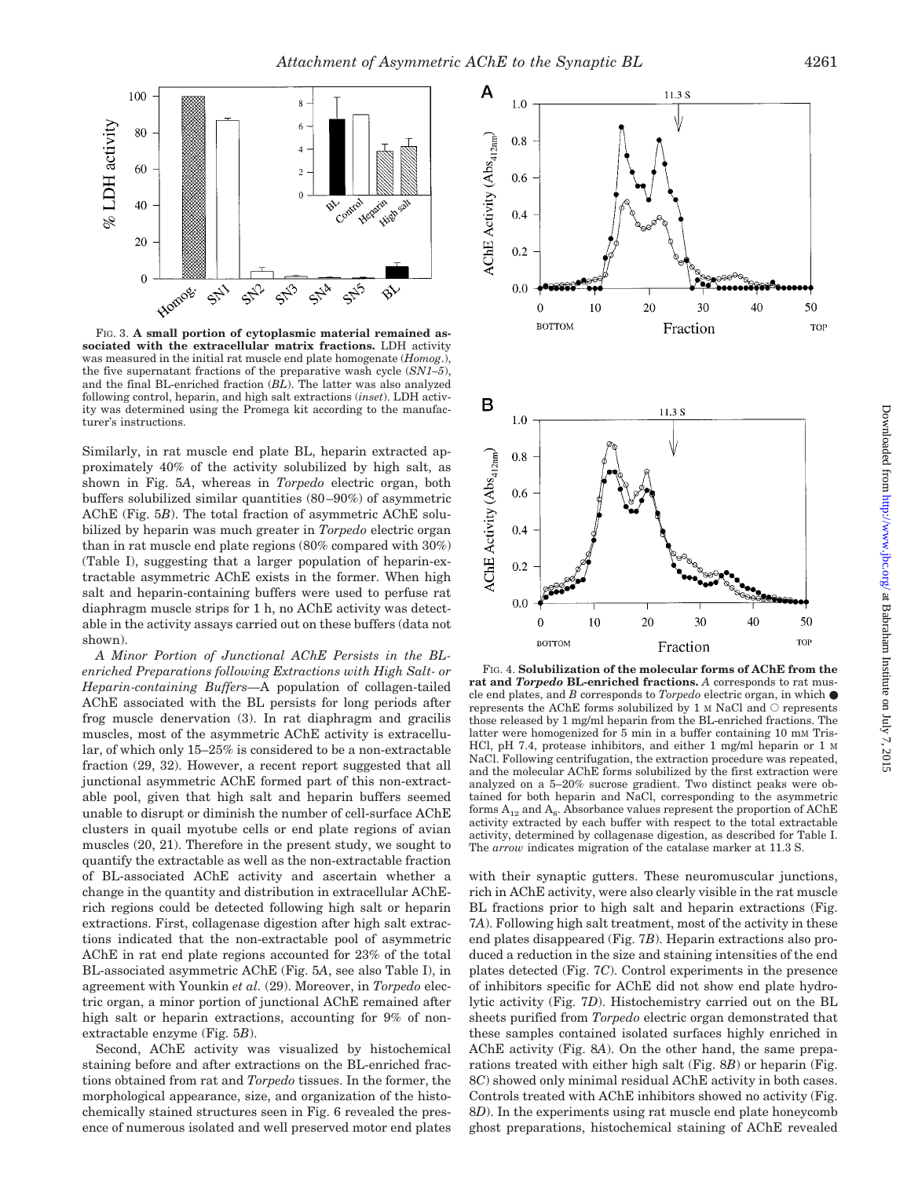FIG. 3. **A small portion of cytoplasmic material remained associated with the extracellular matrix fractions.** LDH activity was measured in the initial rat muscle end plate homogenate (*Homog.*), the five supernatant fractions of the preparative wash cycle (*SN1–5*), and the final BL-enriched fraction (*BL*). The latter was also analyzed following control, heparin, and high salt extractions (*inset*). LDH activity was determined using the Promega kit according to the manufacturer's instructions.

Similarly, in rat muscle end plate BL, heparin extracted approximately 40% of the activity solubilized by high salt, as shown in Fig. 5*A*, whereas in *Torpedo* electric organ, both buffers solubilized similar quantities (80–90%) of asymmetric AChE (Fig. 5*B*). The total fraction of asymmetric AChE solubilized by heparin was much greater in *Torpedo* electric organ than in rat muscle end plate regions (80% compared with 30%) (Table I), suggesting that a larger population of heparin-extractable asymmetric AChE exists in the former. When high salt and heparin-containing buffers were used to perfuse rat diaphragm muscle strips for 1 h, no AChE activity was detectable in the activity assays carried out on these buffers (data not shown).

*A Minor Portion of Junctional AChE Persists in the BL-enriched Preparations following Extractions with High Salt- or Heparin-containing Buffers*—A population of collagen-tailed AChE associated with the BL persists for long periods after frog muscle denervation (3). In rat diaphragm and gracilis muscles, most of the asymmetric AChE activity is extracellular, of which only 15–25% is considered to be a non-extractable fraction (29, 32). However, a recent report suggested that all junctional asymmetric AChE formed part of this non-extractable pool, given that high salt and heparin buffers seemed unable to disrupt or diminish the number of cell-surface AChE clusters in quail myotube cells or end plate regions of avian muscles (20, 21). Therefore in the present study, we sought to quantify the extractable as well as the non-extractable fraction of BL-associated AChE activity and ascertain whether a change in the quantity and distribution in extracellular AChE-rich regions could be detected following high salt or heparin extractions. First, collagenase digestion after high salt extractions indicated that the non-extractable pool of asymmetric AChE in rat end plate regions accounted for 23% of the total BL-associated asymmetric AChE (Fig. 5*A*, see also Table I), in agreement with Younkin *et al.* (29). Moreover, in *Torpedo* electric organ, a minor portion of junctional AChE remained after high salt or heparin extractions, accounting for 9% of non-extractable enzyme (Fig. 5*B*).

Second, AChE activity was visualized by histochemical staining before and after extractions on the BL-enriched fractions obtained from rat and *Torpedo* tissues. In the former, the morphological appearance, size, and organization of the histochemically stained structures seen in Fig. 6 revealed the presence of numerous isolated and well preserved motor end plates with their synaptic gutters. These neuromuscular junctions, rich in AChE activity, were also clearly visible in the rat muscle BL fractions prior to high salt and heparin extractions (Fig. 7*A*). Following high salt treatment, most of the activity in these end plates disappeared (Fig. 7*B*). Heparin extractions also produced a reduction in the size and staining intensities of the end plates detected (Fig. 7*C*). Control experiments in the presence of inhibitors specific for AChE did not show end plate hydrolytic activity (Fig. 7*D*). Histochemistry carried out on the BL sheets purified from *Torpedo* electric organ demonstrated that these samples contained isolated surfaces highly enriched in AChE activity (Fig. 8*A*). On the other hand, the same preparations treated with either high salt (Fig. 8*B*) or heparin (Fig. 8*C*) showed only minimal residual AChE activity in both cases. Controls treated with AChE inhibitors showed no activity (Fig. 8*D*). In the experiments using rat muscle end plate honeycomb ghost preparations, histochemical staining of AChE revealed

FIG. 4. **Solubilization of the molecular forms of AChE from the rat and *Torpedo* BL-enriched fractions.** *A* corresponds to rat muscle end plates, and *B* corresponds to *Torpedo* electric organ, in which ● represents the AChE forms solubilized by 1 M NaCl and ○ represents those released by 1 mg/ml heparin from the BL-enriched fractions. The latter were homogenized for 5 min in a buffer containing 10 mM Tris-HCl, pH 7.4, protease inhibitors, and either 1 mg/ml heparin or 1 M NaCl. Following centrifugation, the extraction procedure was repeated, and the molecular AChE forms solubilized by the first extraction were analyzed on a 5–20% sucrose gradient. Two distinct peaks were obtained for both heparin and NaCl, corresponding to the asymmetric forms $A_{12}$ and $A_8$. Absorbance values represent the proportion of AChE activity extracted by each buffer with respect to the total extractable activity, determined by collagenase digestion, as described for Table I. The *arrow* indicates migration of the catalase marker at 11.3 S.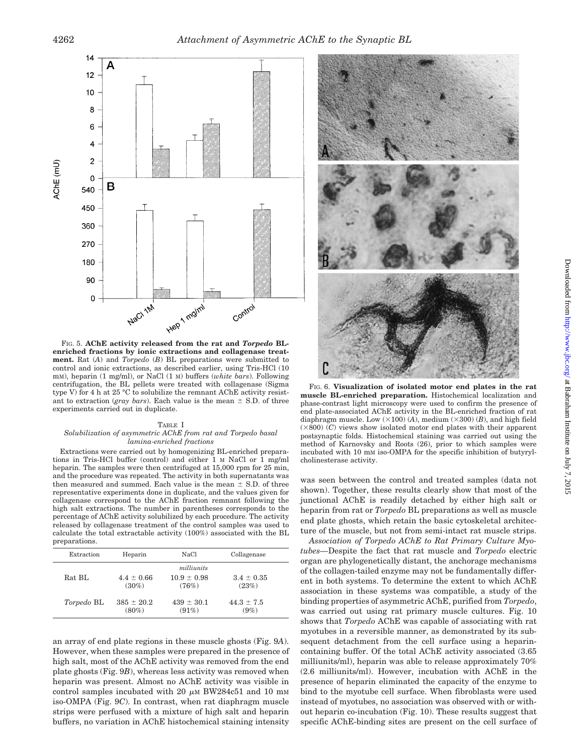FIG. 5. **AChE activity released from the rat and *Torpedo* BL-enriched fractions by ionic extractions and collagenase treatment.** Rat (*A*) and *Torpedo* (*B*) BL preparations were submitted to control and ionic extractions, as described earlier, using Tris-HCl (10 mM), heparin (1 mg/ml), or NaCl (1 M) buffers (*white bars*). Following centrifugation, the BL pellets were treated with collagenase (Sigma type V) for 4 h at 25 °C to solubilize the remnant AChE activity resistant to extraction (*gray bars*). Each value is the mean ± S.D. of three experiments carried out in duplicate.

TABLE I
*Solubilization of asymmetric AChE from rat and Torpedo basal lamina-enriched fractions*

Extractions were carried out by homogenizing BL-enriched preparations in Tris-HCl buffer (control) and either 1 M NaCl or 1 mg/ml heparin. The samples were then centrifuged at 15,000 rpm for 25 min, and the procedure was repeated. The activity in both supernatants was then measured and summed. Each value is the mean ± S.D. of three representative experiments done in duplicate, and the values given for collagenase correspond to the AChE fraction remnant following the high salt extractions. The number in parentheses corresponds to the percentage of AChE activity solubilized by each procedure. The activity released by collagenase treatment of the control samples was used to calculate the total extractable activity (100%) associated with the BL preparations.

| Extraction | Heparin | NaCl | Collagenase |
|---|---|---|---|
| | | *milliunits* | |
| Rat BL | 4.4 ± 0.66 (30%) | 10.9 ± 0.98 (76%) | 3.4 ± 0.35 (23%) |
| *Torpedo* BL | 385 ± 20.2 (80%) | 439 ± 30.1 (91%) | 44.3 ± 7.5 (9%) |

an array of end plate regions in these muscle ghosts (Fig. 9*A*). However, when these samples were prepared in the presence of high salt, most of the AChE activity was removed from the end plate ghosts (Fig. 9*B*), whereas less activity was removed when heparin was present. Almost no AChE activity was visible in control samples incubated with 20 μM BW284c51 and 10 mM iso-OMPA (Fig. 9*C*). In contrast, when rat diaphragm muscle strips were perfused with a mixture of high salt and heparin buffers, no variation in AChE histochemical staining intensity was seen between the control and treated samples (data not shown). Together, these results clearly show that most of the junctional AChE is readily detached by either high salt or heparin from rat or *Torpedo* BL preparations as well as muscle end plate ghosts, which retain the basic cytoskeletal architecture of the muscle, but not from semi-intact rat muscle strips.

FIG. 6. **Visualization of isolated motor end plates in the rat muscle BL-enriched preparation.** Histochemical localization and phase-contrast light microscopy were used to confirm the presence of end plate-associated AChE activity in the BL-enriched fraction of rat diaphragm muscle. Low (×100) (*A*), medium (×300) (*B*), and high field (×800) (*C*) views show isolated motor end plates with their apparent postsynaptic folds. Histochemical staining was carried out using the method of Karnovsky and Roots (26), prior to which samples were incubated with 10 mM iso-OMPA for the specific inhibition of butyrylcholinesterase activity.

*Association of Torpedo AChE to Rat Primary Culture Myotubes*—Despite the fact that rat muscle and *Torpedo* electric organ are phylogenetically distant, the anchorage mechanisms of the collagen-tailed enzyme may not be fundamentally different in both systems. To determine the extent to which AChE association in these systems was compatible, a study of the binding properties of asymmetric AChE, purified from *Torpedo*, was carried out using rat primary muscle cultures. Fig. 10 shows that *Torpedo* AChE was capable of associating with rat myotubes in a reversible manner, as demonstrated by its subsequent detachment from the cell surface using a heparin-containing buffer. Of the total AChE activity associated (3.65 milliunits/ml), heparin was able to release approximately 70% (2.6 milliunits/ml). However, incubation with AChE in the presence of heparin eliminated the capacity of the enzyme to bind to the myotube cell surface. When fibroblasts were used instead of myotubes, no association was observed with or without heparin co-incubation (Fig. 10). These results suggest that specific AChE-binding sites are present on the cell surface of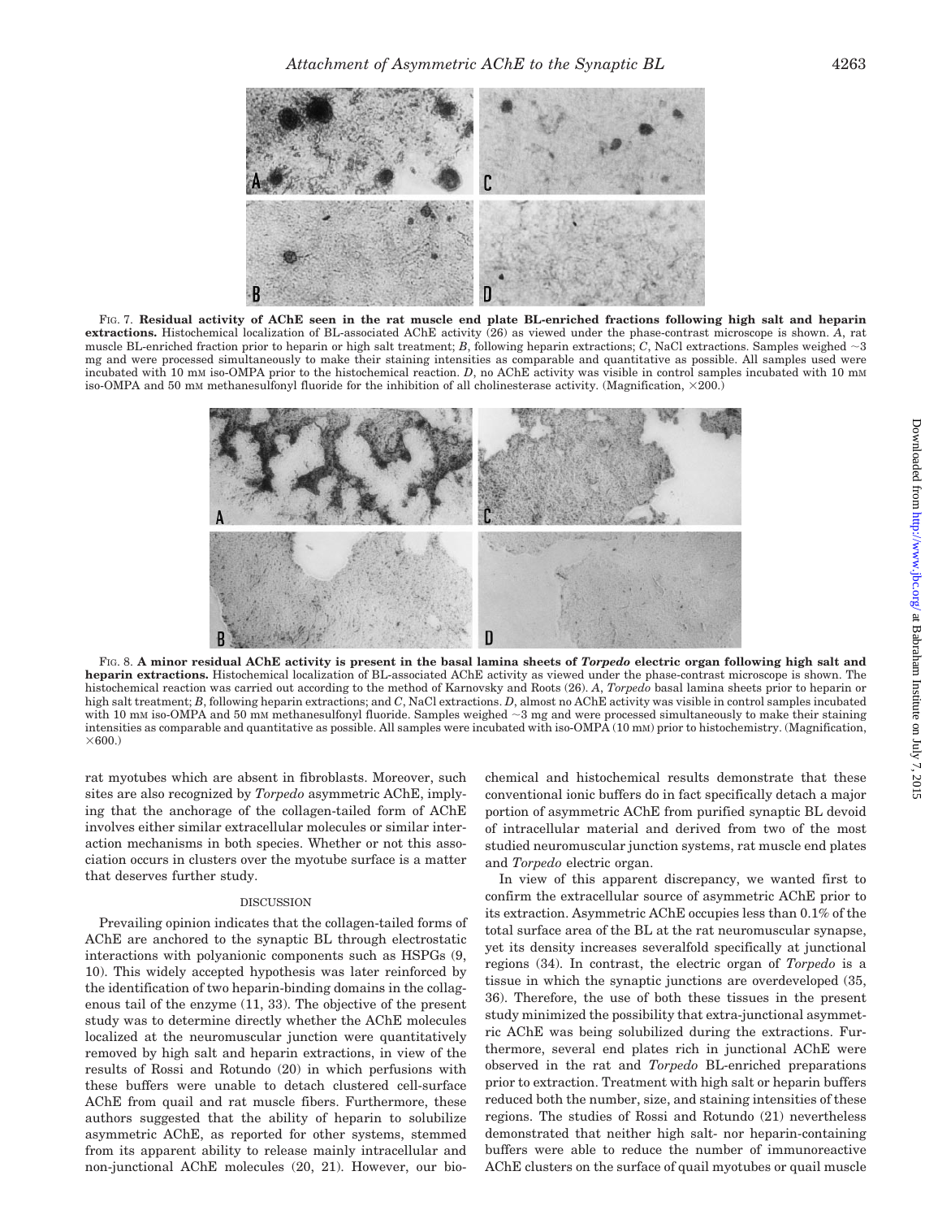FIG. 7. **Residual activity of AChE seen in the rat muscle end plate BL-enriched fractions following high salt and heparin extractions.** Histochemical localization of BL-associated AChE activity (26) as viewed under the phase-contrast microscope is shown. *A*, rat muscle BL-enriched fraction prior to heparin or high salt treatment; *B*, following heparin extractions; *C*, NaCl extractions. Samples weighed ~3 mg and were processed simultaneously to make their staining intensities as comparable and quantitative as possible. All samples used were incubated with 10 mM iso-OMPA prior to the histochemical reaction. *D*, no AChE activity was visible in control samples incubated with 10 mM iso-OMPA and 50 mM methanesulfonyl fluoride for the inhibition of all cholinesterase activity. (Magnification, ×200.)

FIG. 8. **A minor residual AChE activity is present in the basal lamina sheets of *Torpedo* electric organ following high salt and heparin extractions.** Histochemical localization of BL-associated AChE activity as viewed under the phase-contrast microscope is shown. The histochemical reaction was carried out according to the method of Karnovsky and Roots (26). *A*, *Torpedo* basal lamina sheets prior to heparin or high salt treatment; *B*, following heparin extractions; and *C*, NaCl extractions. *D*, almost no AChE activity was visible in control samples incubated with 10 mM iso-OMPA and 50 mM methanesulfonyl fluoride. Samples weighed ~3 mg and were processed simultaneously to make their staining intensities as comparable and quantitative as possible. All samples were incubated with iso-OMPA (10 mM) prior to histochemistry. (Magnification, ×600.)

rat myotubes which are absent in fibroblasts. Moreover, such sites are also recognized by *Torpedo* asymmetric AChE, implying that the anchorage of the collagen-tailed form of AChE involves either similar extracellular molecules or similar interaction mechanisms in both species. Whether or not this association occurs in clusters over the myotube surface is a matter that deserves further study.

## DISCUSSION

Prevailing opinion indicates that the collagen-tailed forms of AChE are anchored to the synaptic BL through electrostatic interactions with polyanionic components such as HSPGs (9, 10). This widely accepted hypothesis was later reinforced by the identification of two heparin-binding domains in the collagenous tail of the enzyme (11, 33). The objective of the present study was to determine directly whether the AChE molecules localized at the neuromuscular junction were quantitatively removed by high salt and heparin extractions, in view of the results of Rossi and Rotundo (20) in which perfusions with these buffers were unable to detach clustered cell-surface AChE from quail and rat muscle fibers. Furthermore, these authors suggested that the ability of heparin to solubilize asymmetric AChE, as reported for other systems, stemmed from its apparent ability to release mainly intracellular and non-junctional AChE molecules (20, 21). However, our biochemical and histochemical results demonstrate that these conventional ionic buffers do in fact specifically detach a major portion of asymmetric AChE from purified synaptic BL devoid of intracellular material and derived from two of the most studied neuromuscular junction systems, rat muscle end plates and *Torpedo* electric organ.

In view of this apparent discrepancy, we wanted first to confirm the extracellular source of asymmetric AChE prior to its extraction. Asymmetric AChE occupies less than 0.1% of the total surface area of the BL at the rat neuromuscular synapse, yet its density increases severalfold specifically at junctional regions (34). In contrast, the electric organ of *Torpedo* is a tissue in which the synaptic junctions are overdeveloped (35, 36). Therefore, the use of both these tissues in the present study minimized the possibility that extra-junctional asymmetric AChE was being solubilized during the extractions. Furthermore, several end plates rich in junctional AChE were observed in the rat and *Torpedo* BL-enriched preparations prior to extraction. Treatment with high salt or heparin buffers reduced both the number, size, and staining intensities of these regions. The studies of Rossi and Rotundo (21) nevertheless demonstrated that neither high salt- nor heparin-containing buffers were able to reduce the number of immunoreactive AChE clusters on the surface of quail myotubes or quail muscle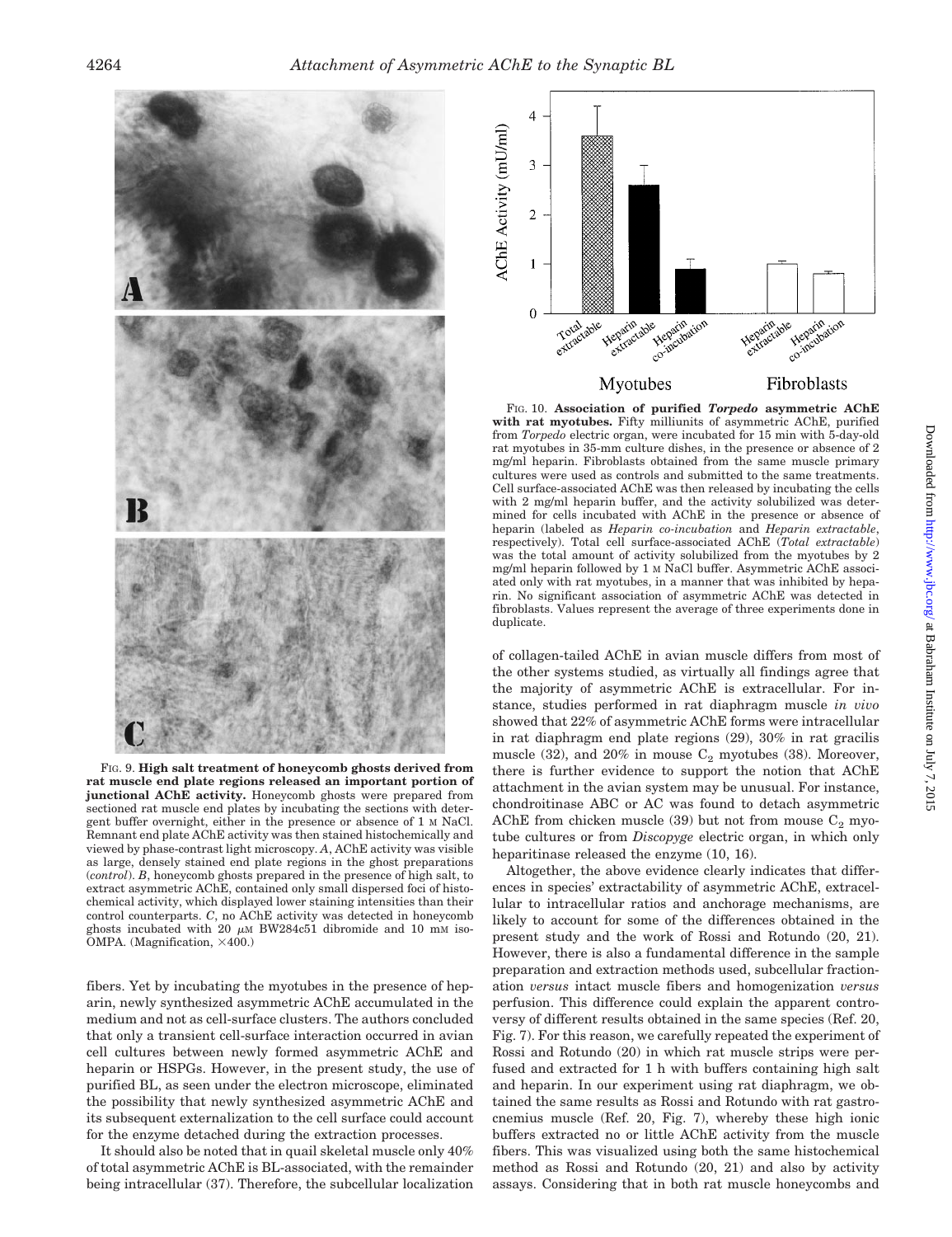FIG. 9. **High salt treatment of honeycomb ghosts derived from rat muscle end plate regions released an important portion of junctional AChE activity.** Honeycomb ghosts were prepared from sectioned rat muscle end plates by incubating the sections with detergent buffer overnight, either in the presence or absence of 1 M NaCl. Remnant end plate AChE activity was then stained histochemically and viewed by phase-contrast light microscopy. *A*, AChE activity was visible as large, densely stained end plate regions in the ghost preparations (*control*). *B*, honeycomb ghosts prepared in the presence of high salt, to extract asymmetric AChE, contained only small dispersed foci of histochemical activity, which displayed lower staining intensities than their control counterparts. *C*, no AChE activity was detected in honeycomb ghosts incubated with 20 $\mu$M BW284c51 dibromide and 10 mM iso-OMPA. (Magnification, ×400.)

FIG. 10. **Association of purified *Torpedo* asymmetric AChE with rat myotubes.** Fifty milliunits of asymmetric AChE, purified from *Torpedo* electric organ, were incubated for 15 min with 5-day-old rat myotubes in 35-mm culture dishes, in the presence or absence of 2 mg/ml heparin. Fibroblasts obtained from the same muscle primary cultures were used as controls and submitted to the same treatments. Cell surface-associated AChE was then released by incubating the cells with 2 mg/ml heparin buffer, and the activity solubilized was determined for cells incubated with AChE in the presence or absence of heparin (labeled as *Heparin co-incubation* and *Heparin extractable*, respectively). Total cell surface-associated AChE (*Total extractable*) was the total amount of activity solubilized from the myotubes by 2 mg/ml heparin followed by 1 M NaCl buffer. Asymmetric AChE associated only with rat myotubes, in a manner that was inhibited by heparin. No significant association of asymmetric AChE was detected in fibroblasts. Values represent the average of three experiments done in duplicate.

fibers. Yet by incubating the myotubes in the presence of heparin, newly synthesized asymmetric AChE accumulated in the medium and not as cell-surface clusters. The authors concluded that only a transient cell-surface interaction occurred in avian cell cultures between newly formed asymmetric AChE and heparin or HSPGs. However, in the present study, the use of purified BL, as seen under the electron microscope, eliminated the possibility that newly synthesized asymmetric AChE and its subsequent externalization to the cell surface could account for the enzyme detached during the extraction processes.

It should also be noted that in quail skeletal muscle only 40% of total asymmetric AChE is BL-associated, with the remainder being intracellular (37). Therefore, the subcellular localization of collagen-tailed AChE in avian muscle differs from most of the other systems studied, as virtually all findings agree that the majority of asymmetric AChE is extracellular. For instance, studies performed in rat diaphragm muscle *in vivo* showed that 22% of asymmetric AChE forms were intracellular in rat diaphragm end plate regions (29), 30% in rat gracilis muscle (32), and 20% in mouse $C_2$ myotubes (38). Moreover, there is further evidence to support the notion that AChE attachment in the avian system may be unusual. For instance, chondroitinase ABC or AC was found to detach asymmetric AChE from chicken muscle (39) but not from mouse $C_2$ myotube cultures or from *Discopyge* electric organ, in which only heparitinase released the enzyme (10, 16).

Altogether, the above evidence clearly indicates that differences in species' extractability of asymmetric AChE, extracellular to intracellular ratios and anchorage mechanisms, are likely to account for some of the differences obtained in the present study and the work of Rossi and Rotundo (20, 21). However, there is also a fundamental difference in the sample preparation and extraction methods used, subcellular fractionation *versus* intact muscle fibers and homogenization *versus* perfusion. This difference could explain the apparent controversy of different results obtained in the same species (Ref. 20, Fig. 7). For this reason, we carefully repeated the experiment of Rossi and Rotundo (20) in which rat muscle strips were perfused and extracted for 1 h with buffers containing high salt and heparin. In our experiment using rat diaphragm, we obtained the same results as Rossi and Rotundo with rat gastrocnemius muscle (Ref. 20, Fig. 7), whereby these high ionic buffers extracted no or little AChE activity from the muscle fibers. This was visualized using both the same histochemical method as Rossi and Rotundo (20, 21) and also by activity assays. Considering that in both rat muscle honeycombs and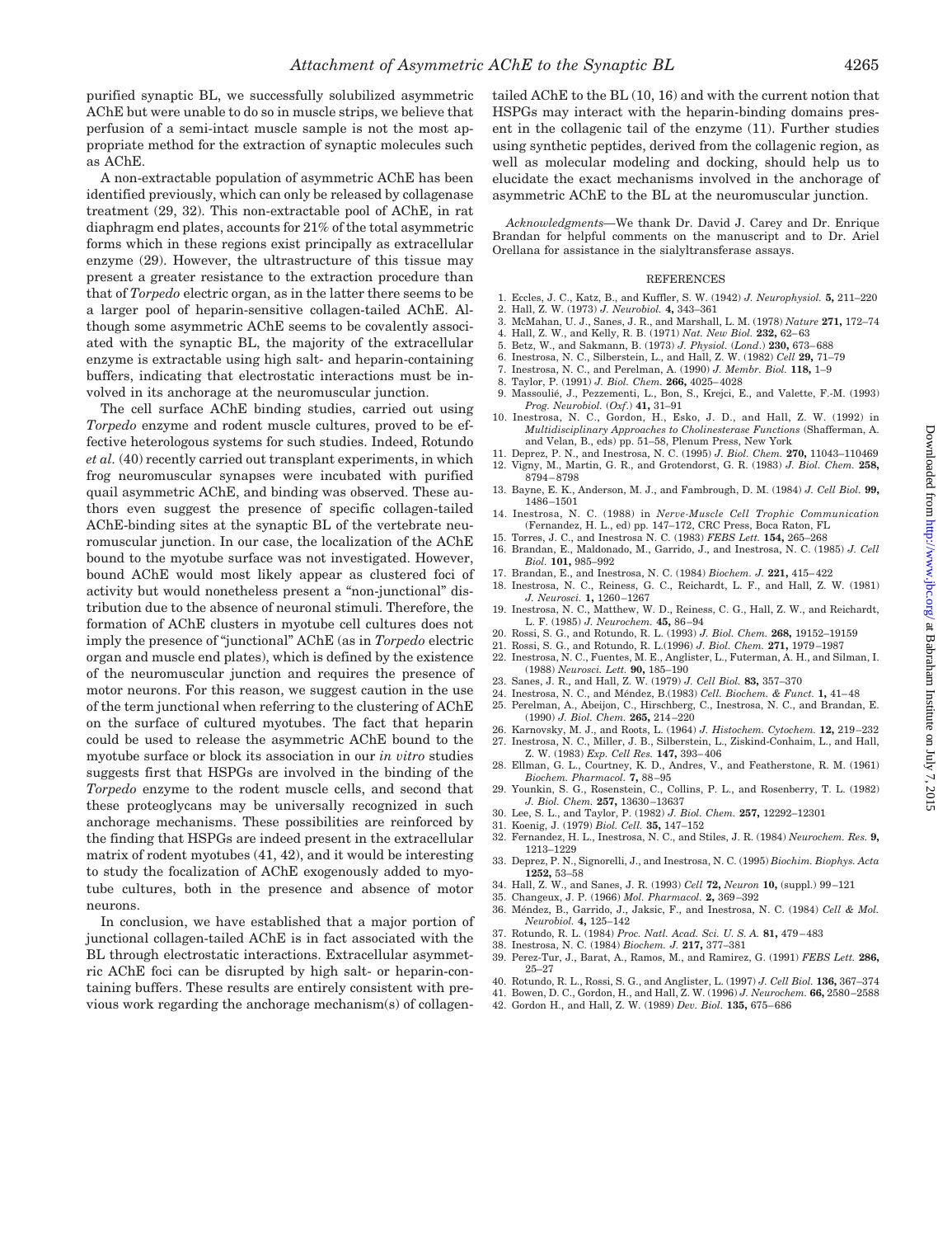purified synaptic BL, we successfully solubilized asymmetric AChE but were unable to do so in muscle strips, we believe that perfusion of a semi-intact muscle sample is not the most appropriate method for the extraction of synaptic molecules such as AChE.

A non-extractable population of asymmetric AChE has been identified previously, which can only be released by collagenase treatment (29, 32). This non-extractable pool of AChE, in rat diaphragm end plates, accounts for 21% of the total asymmetric forms which in these regions exist principally as extracellular enzyme (29). However, the ultrastructure of this tissue may present a greater resistance to the extraction procedure than that of *Torpedo* electric organ, as in the latter there seems to be a larger pool of heparin-sensitive collagen-tailed AChE. Although some asymmetric AChE seems to be covalently associated with the synaptic BL, the majority of the extracellular enzyme is extractable using high salt- and heparin-containing buffers, indicating that electrostatic interactions must be involved in its anchorage at the neuromuscular junction.

The cell surface AChE binding studies, carried out using *Torpedo* enzyme and rodent muscle cultures, proved to be effective heterologous systems for such studies. Indeed, Rotundo *et al.* (40) recently carried out transplant experiments, in which frog neuromuscular synapses were incubated with purified quail asymmetric AChE, and binding was observed. These authors even suggest the presence of specific collagen-tailed AChE-binding sites at the synaptic BL of the vertebrate neuromuscular junction. In our case, the localization of the AChE bound to the myotube surface was not investigated. However, bound AChE would most likely appear as clustered foci of activity but would nonetheless present a "non-junctional" distribution due to the absence of neuronal stimuli. Therefore, the formation of AChE clusters in myotube cell cultures does not imply the presence of "junctional" AChE (as in *Torpedo* electric organ and muscle end plates), which is defined by the existence of the neuromuscular junction and requires the presence of motor neurons. For this reason, we suggest caution in the use of the term junctional when referring to the clustering of AChE on the surface of cultured myotubes. The fact that heparin could be used to release the asymmetric AChE bound to the myotube surface or block its association in our *in vitro* studies suggests first that HSPGs are involved in the binding of the *Torpedo* enzyme to the rodent muscle cells, and second that these proteoglycans may be universally recognized in such anchorage mechanisms. These possibilities are reinforced by the finding that HSPGs are indeed present in the extracellular matrix of rodent myotubes (41, 42), and it would be interesting to study the focalization of AChE exogenously added to myotube cultures, both in the presence and absence of motor neurons.

In conclusion, we have established that a major portion of junctional collagen-tailed AChE is in fact associated with the BL through electrostatic interactions. Extracellular asymmetric AChE foci can be disrupted by high salt- or heparin-containing buffers. These results are entirely consistent with previous work regarding the anchorage mechanism(s) of collagen-tailed AChE to the BL (10, 16) and with the current notion that HSPGs may interact with the heparin-binding domains present in the collagenic tail of the enzyme (11). Further studies using synthetic peptides, derived from the collagenic region, as well as molecular modeling and docking, should help us to elucidate the exact mechanisms involved in the anchorage of asymmetric AChE to the BL at the neuromuscular junction.

*Acknowledgments*—We thank Dr. David J. Carey and Dr. Enrique Brandan for helpful comments on the manuscript and to Dr. Ariel Orellana for assistance in the sialyltransferase assays.

## REFERENCES

1. Eccles, J. C., Katz, B., and Kuffler, S. W. (1942) *J. Neurophysiol.* **5,** 211–220
2. Hall, Z. W. (1973) *J. Neurobiol.* **4,** 343–361
3. McMahan, U. J., Sanes, J. R., and Marshall, L. M. (1978) *Nature* **271,** 172–74
4. Hall, Z. W., and Kelly, R. B. (1971) *Nat. New Biol.* **232,** 62–63
5. Betz, W., and Sakmann, B. (1973) *J. Physiol. (Lond.)* **230,** 673–688
6. Inestrosa, N. C., Silberstein, L., and Hall, Z. W. (1982) *Cell* **29,** 71–79
7. Inestrosa, N. C., and Perelman, A. (1990) *J. Membr. Biol.* **118,** 1–9
8. Taylor, P. (1991) *J. Biol. Chem.* **266,** 4025–4028
9. Massoulié, J., Pezzementi, L., Bon, S., Krejci, E., and Valette, F.-M. (1993) *Prog. Neurobiol. (Oxf.)* **41,** 31–91
10. Inestrosa, N. C., Gordon, H., Esko, J. D., and Hall, Z. W. (1992) in *Multidisciplinary Approaches to Cholinesterase Functions* (Shafferman, A. and Velan, B., eds) pp. 51–58, Plenum Press, New York
11. Deprez, P. N., and Inestrosa, N. C. (1995) *J. Biol. Chem.* **270,** 11043–110469
12. Vigny, M., Martin, G. R., and Grotendorst, G. R. (1983) *J. Biol. Chem.* **258,** 8794–8798
13. Bayne, E. K., Anderson, M. J., and Fambrough, D. M. (1984) *J. Cell Biol.* **99,** 1486–1501
14. Inestrosa, N. C. (1988) in *Nerve-Muscle Cell Trophic Communication* (Fernandez, H. L., ed) pp. 147–172, CRC Press, Boca Raton, FL
15. Torres, J. C., and Inestrosa N. C. (1983) *FEBS Lett.* **154,** 265–268
16. Brandan, E., Maldonado, M., Garrido, J., and Inestrosa, N. C. (1985) *J. Cell Biol.* **101,** 985–992
17. Brandan, E., and Inestrosa, N. C. (1984) *Biochem. J.* **221,** 415–422
18. Inestrosa, N. C., Reiness, G. C., Reichardt, L. F., and Hall, Z. W. (1981) *J. Neurosci.* **1,** 1260–1267
19. Inestrosa, N. C., Matthew, W. D., Reiness, C. G., Hall, Z. W., and Reichardt, L. F. (1985) *J. Neurochem.* **45,** 86–94
20. Rossi, S. G., and Rotundo, R. L. (1993) *J. Biol. Chem.* **268,** 19152–19159
21. Rossi, S. G., and Rotundo, R. L.(1996) *J. Biol. Chem.* **271,** 1979–1987
22. Inestrosa, N. C., Fuentes, M. E., Anglister, L., Futerman, A. H., and Silman, I. (1988) *Neurosci. Lett.* **90,** 185–190
23. Sanes, J. R., and Hall, Z. W. (1979) *J. Cell Biol.* **83,** 357–370
24. Inestrosa, N. C., and Méndez, B.(1983) *Cell. Biochem. & Funct.* **1,** 41–48
25. Perelman, A., Abeijon, C., Hirschberg, C., Inestrosa, N. C., and Brandan, E. (1990) *J. Biol. Chem.* **265,** 214–220
26. Karnovsky, M. J., and Roots, L. (1964) *J. Histochem. Cytochem.* **12,** 219–232
27. Inestrosa, N. C., Miller, J. B., Silberstein, L., Ziskind-Conhaim, L., and Hall, Z. W. (1983) *Exp. Cell Res.* **147,** 393–406
28. Ellman, G. L., Courtney, K. D., Andres, V., and Featherstone, R. M. (1961) *Biochem. Pharmacol.* **7,** 88–95
29. Younkin, S. G., Rosenstein, C., Collins, P. L., and Rosenberry, T. L. (1982) *J. Biol. Chem.* **257,** 13630–13637
30. Lee, S. L., and Taylor, P. (1982) *J. Biol. Chem.* **257,** 12292–12301
31. Koenig, J. (1979) *Biol. Cell.* **35,** 147–152
32. Fernandez, H. L., Inestrosa, N. C., and Stiles, J. R. (1984) *Neurochem. Res.* **9,** 1213–1229
33. Deprez, P. N., Signorelli, J., and Inestrosa, N. C. (1995) *Biochim. Biophys. Acta* **1252,** 53–58
34. Hall, Z. W., and Sanes, J. R. (1993) *Cell* **72,** *Neuron* **10,** (suppl.) 99–121
35. Changeux, J. P. (1966) *Mol. Pharmacol.* **2,** 369–392
36. Méndez, B., Garrido, J., Jaksic, F., and Inestrosa, N. C. (1984) *Cell & Mol. Neurobiol.* **4,** 125–142
37. Rotundo, R. L. (1984) *Proc. Natl. Acad. Sci. U. S. A.* **81,** 479–483
38. Inestrosa, N. C. (1984) *Biochem. J.* **217,** 377–381
39. Perez-Tur, J., Barat, A., Ramos, M., and Ramirez, G. (1991) *FEBS Lett.* **286,** 25–27
40. Rotundo, R. L., Rossi, S. G., and Anglister, L. (1997) *J. Cell Biol.* **136,** 367–374
41. Bowen, D. C., Gordon, H., and Hall, Z. W. (1996) *J. Neurochem.* **66,** 2580–2588
42. Gordon H., and Hall, Z. W. (1989) *Dev. Biol.* **135,** 675–686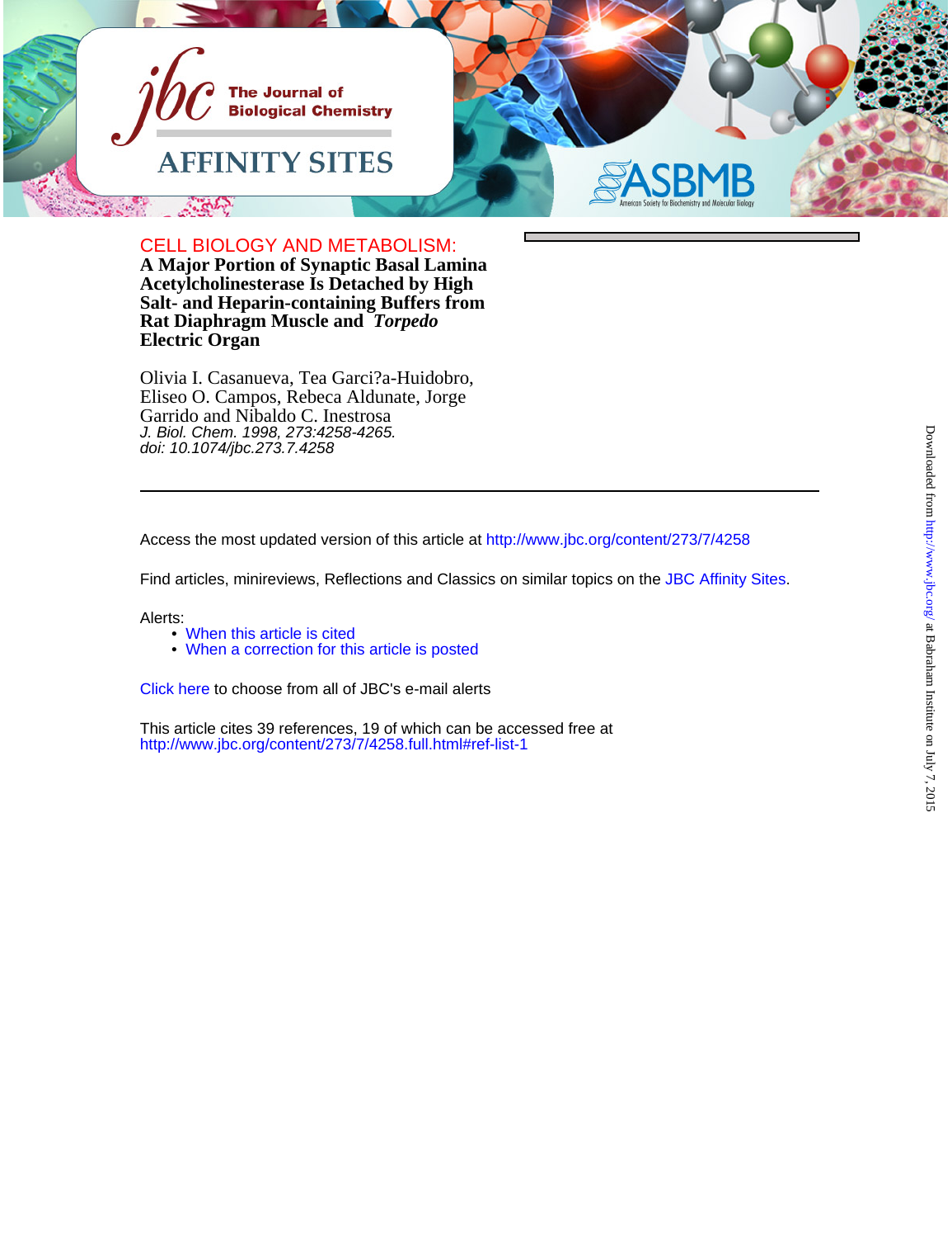CELL BIOLOGY AND METABOLISM:

**A Major Portion of Synaptic Basal Lamina Acetylcholinesterase Is Detached by High Salt- and Heparin-containing Buffers from Rat Diaphragm Muscle and *Torpedo* Electric Organ**

Olivia I. Casanueva, Tea Garci?a-Huidobro, Eliseo O. Campos, Rebeca Aldunate, Jorge Garrido and Nibaldo C. Inestrosa

*J. Biol. Chem. 1998, 273:4258-4265.*

*doi: 10.1074/jbc.273.7.4258*

---

Access the most updated version of this article at http://www.jbc.org/content/273/7/4258

Find articles, minireviews, Reflections and Classics on similar topics on the JBC Affinity Sites.

Alerts:

- When this article is cited
- When a correction for this article is posted

Click here to choose from all of JBC's e-mail alerts

This article cites 39 references, 19 of which can be accessed free at http://www.jbc.org/content/273/7/4258.full.html#ref-list-1